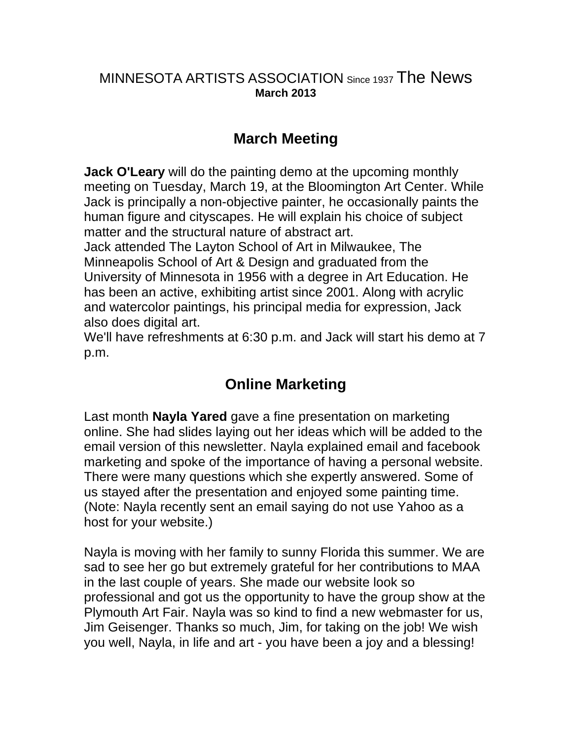MINNESOTA ARTISTS ASSOCIATION Since 1937 The News
**March 2013**

## March Meeting

**Jack O'Leary** will do the painting demo at the upcoming monthly meeting on Tuesday, March 19, at the Bloomington Art Center. While Jack is principally a non-objective painter, he occasionally paints the human figure and cityscapes. He will explain his choice of subject matter and the structural nature of abstract art.
Jack attended The Layton School of Art in Milwaukee, The Minneapolis School of Art & Design and graduated from the University of Minnesota in 1956 with a degree in Art Education. He has been an active, exhibiting artist since 2001. Along with acrylic and watercolor paintings, his principal media for expression, Jack also does digital art.
We'll have refreshments at 6:30 p.m. and Jack will start his demo at 7 p.m.

## Online Marketing

Last month **Nayla Yared** gave a fine presentation on marketing online. She had slides laying out her ideas which will be added to the email version of this newsletter. Nayla explained email and facebook marketing and spoke of the importance of having a personal website. There were many questions which she expertly answered. Some of us stayed after the presentation and enjoyed some painting time. (Note: Nayla recently sent an email saying do not use Yahoo as a host for your website.)

Nayla is moving with her family to sunny Florida this summer. We are sad to see her go but extremely grateful for her contributions to MAA in the last couple of years. She made our website look so professional and got us the opportunity to have the group show at the Plymouth Art Fair. Nayla was so kind to find a new webmaster for us, Jim Geisenger. Thanks so much, Jim, for taking on the job! We wish you well, Nayla, in life and art - you have been a joy and a blessing!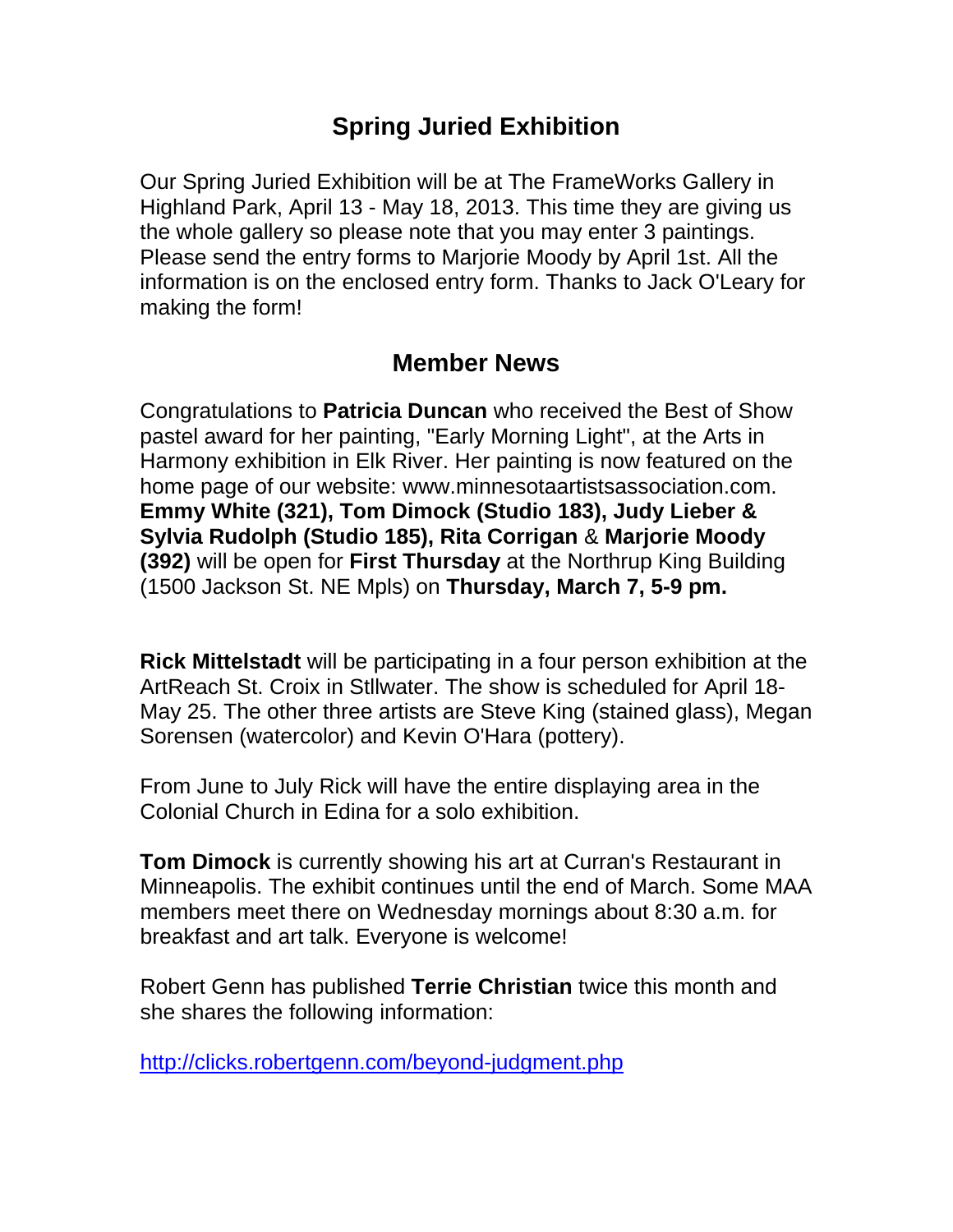## Spring Juried Exhibition

Our Spring Juried Exhibition will be at The FrameWorks Gallery in Highland Park, April 13 - May 18, 2013. This time they are giving us the whole gallery so please note that you may enter 3 paintings. Please send the entry forms to Marjorie Moody by April 1st. All the information is on the enclosed entry form. Thanks to Jack O'Leary for making the form!

## Member News

Congratulations to **Patricia Duncan** who received the Best of Show pastel award for her painting, "Early Morning Light", at the Arts in Harmony exhibition in Elk River. Her painting is now featured on the home page of our website: www.minnesotaartistsassociation.com. **Emmy White (321), Tom Dimock (Studio 183), Judy Lieber & Sylvia Rudolph (Studio 185), Rita Corrigan** & **Marjorie Moody (392)** will be open for **First Thursday** at the Northrup King Building (1500 Jackson St. NE Mpls) on **Thursday, March 7, 5-9 pm.**

**Rick Mittelstadt** will be participating in a four person exhibition at the ArtReach St. Croix in Stllwater. The show is scheduled for April 18-May 25. The other three artists are Steve King (stained glass), Megan Sorensen (watercolor) and Kevin O'Hara (pottery).

From June to July Rick will have the entire displaying area in the Colonial Church in Edina for a solo exhibition.

**Tom Dimock** is currently showing his art at Curran's Restaurant in Minneapolis. The exhibit continues until the end of March. Some MAA members meet there on Wednesday mornings about 8:30 a.m. for breakfast and art talk. Everyone is welcome!

Robert Genn has published **Terrie Christian** twice this month and she shares the following information:

http://clicks.robertgenn.com/beyond-judgment.php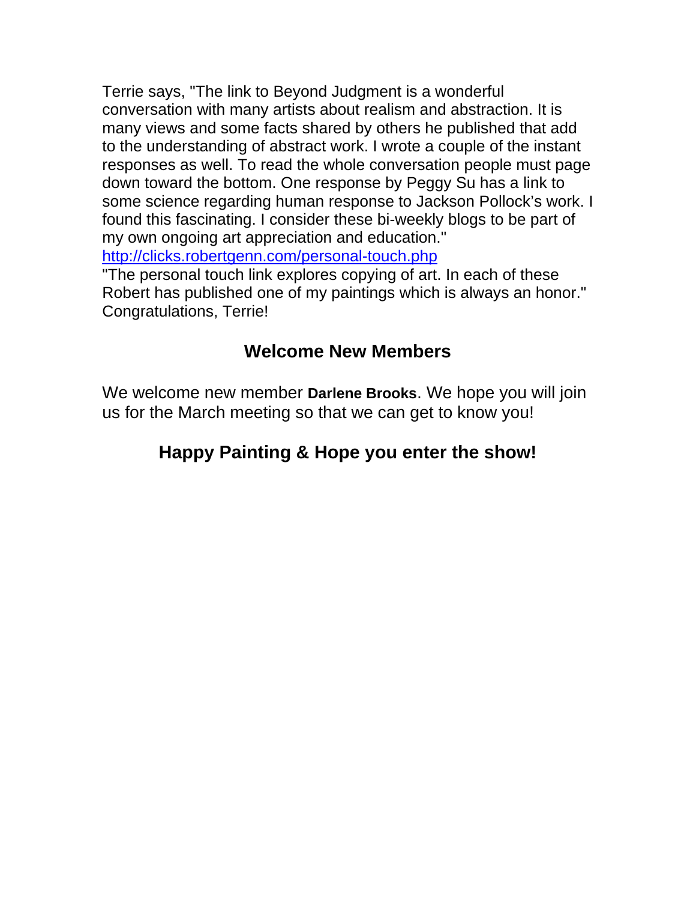Terrie says, "The link to Beyond Judgment is a wonderful conversation with many artists about realism and abstraction. It is many views and some facts shared by others he published that add to the understanding of abstract work. I wrote a couple of the instant responses as well. To read the whole conversation people must page down toward the bottom. One response by Peggy Su has a link to some science regarding human response to Jackson Pollock's work. I found this fascinating. I consider these bi-weekly blogs to be part of my own ongoing art appreciation and education."
http://clicks.robertgenn.com/personal-touch.php
"The personal touch link explores copying of art. In each of these Robert has published one of my paintings which is always an honor."
Congratulations, Terrie!

## Welcome New Members

We welcome new member **Darlene Brooks**. We hope you will join us for the March meeting so that we can get to know you!

## Happy Painting & Hope you enter the show!